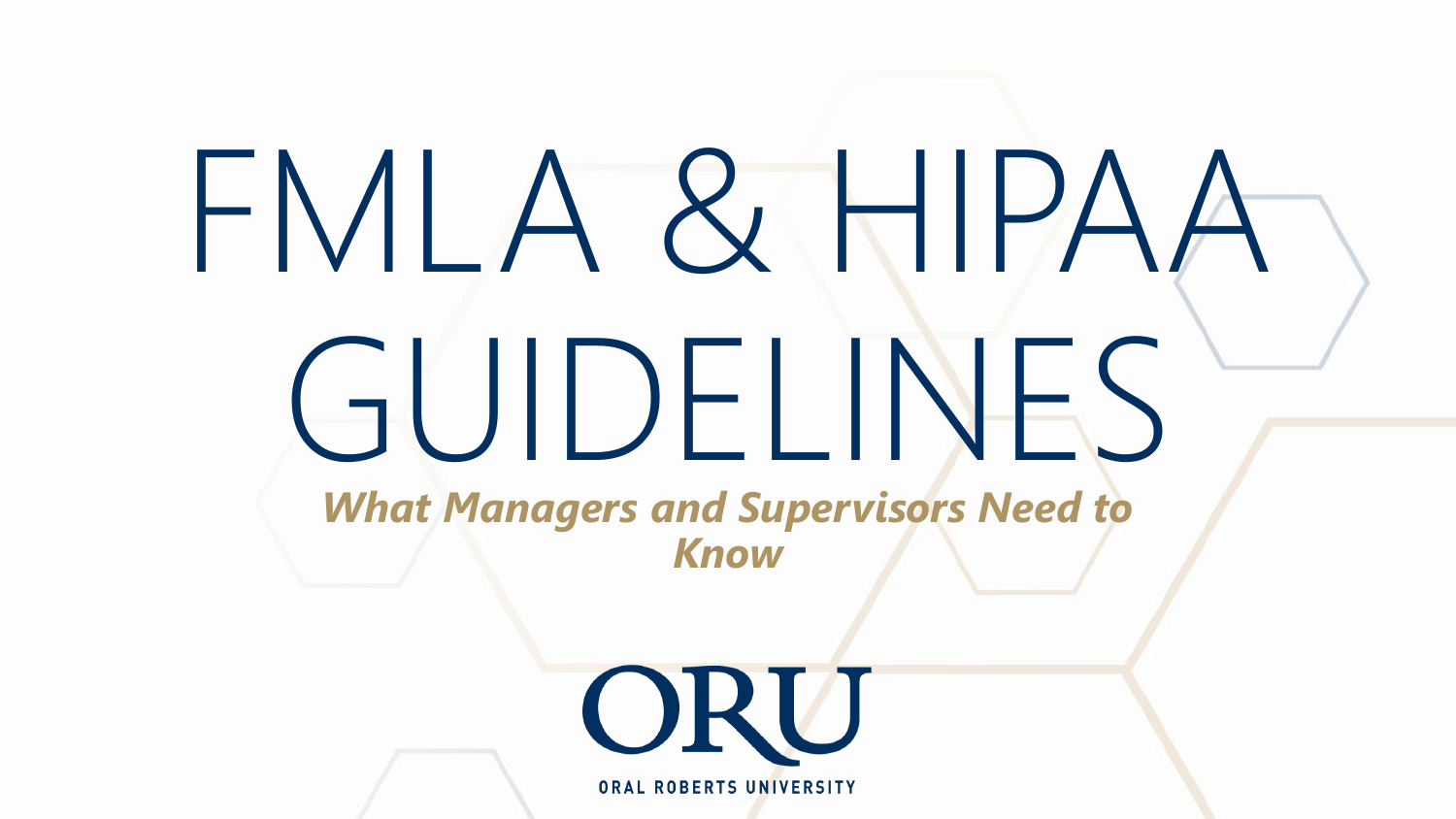# FMLA & HIPAA GUIDELINES

***What Managers and Supervisors Need to Know***

ORU

ORAL ROBERTS UNIVERSITY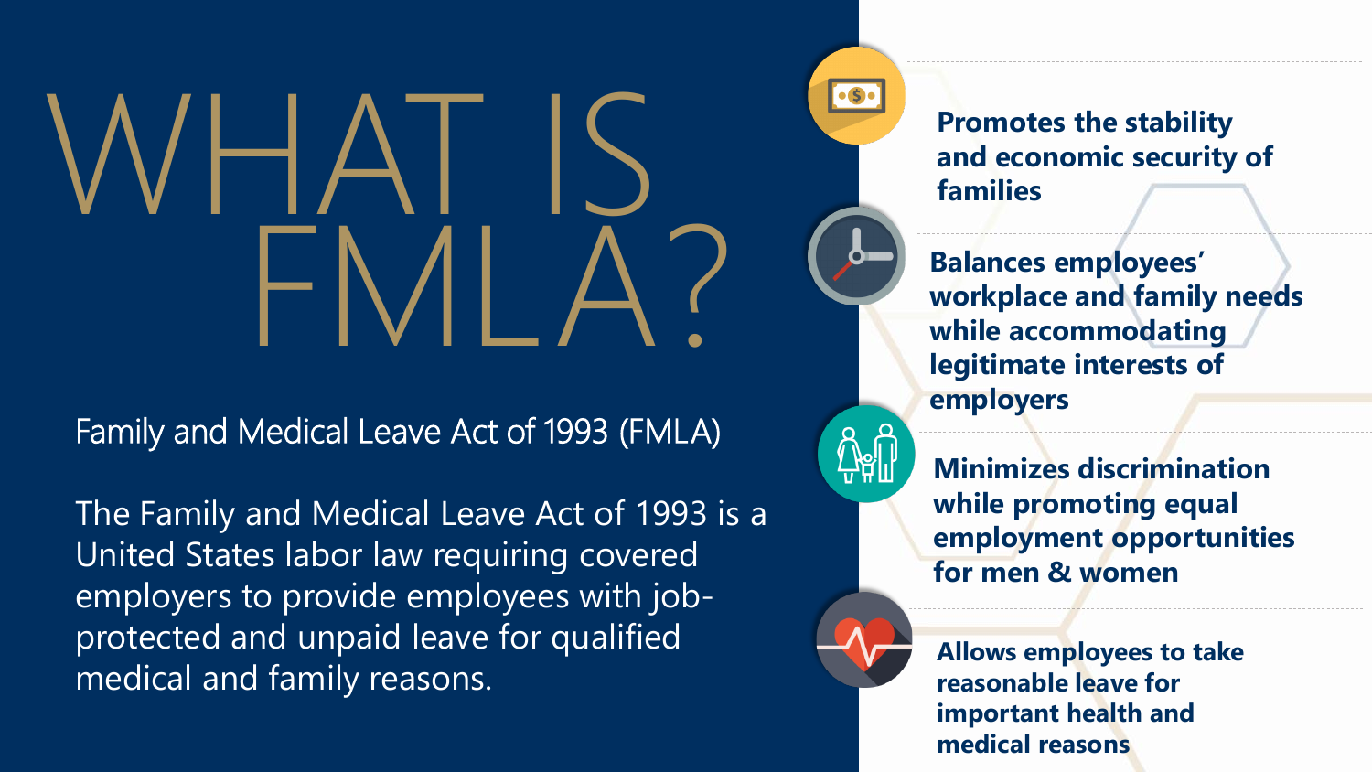# WHAT IS FMLA?

Family and Medical Leave Act of 1993 (FMLA)

The Family and Medical Leave Act of 1993 is a United States labor law requiring covered employers to provide employees with job-protected and unpaid leave for qualified medical and family reasons.

- **Promotes the stability and economic security of families**
- **Balances employees' workplace and family needs while accommodating legitimate interests of employers**
- **Minimizes discrimination while promoting equal employment opportunities for men & women**
- **Allows employees to take reasonable leave for important health and medical reasons**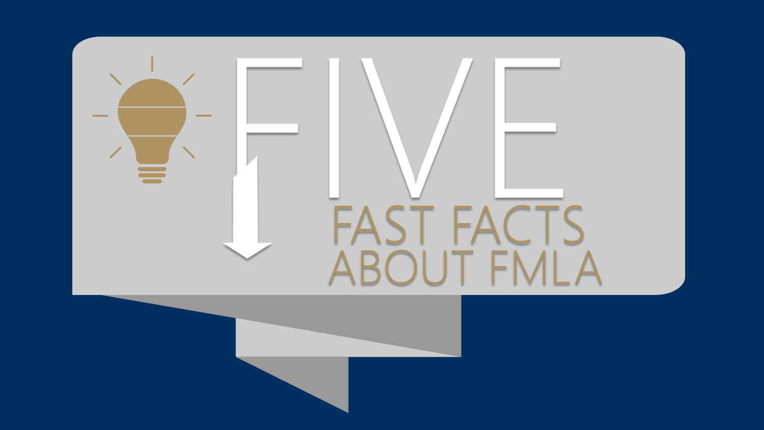# FIVE

## FAST FACTS ABOUT FMLA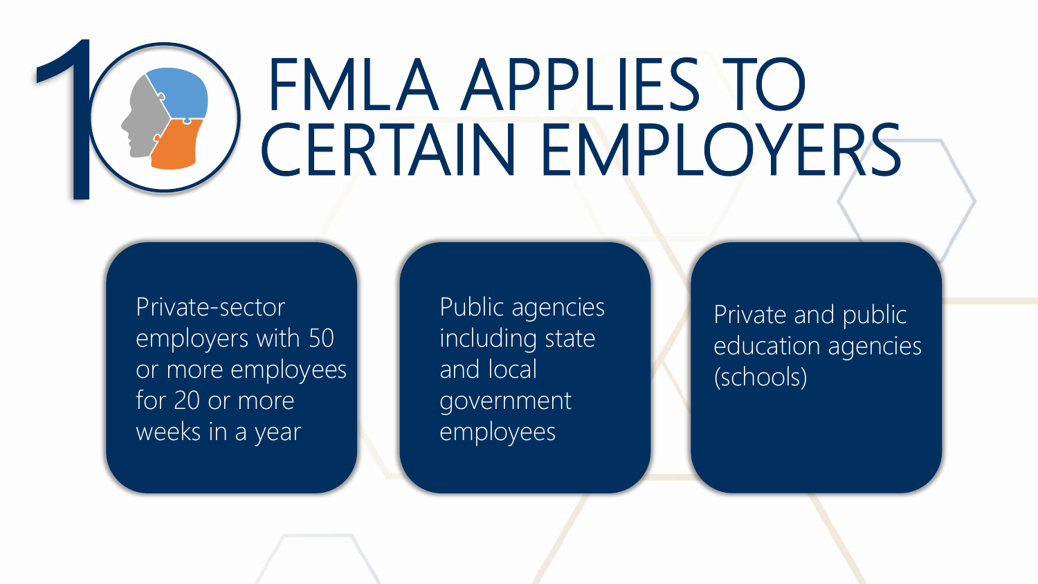# 10 FMLA APPLIES TO CERTAIN EMPLOYERS

- Private-sector employers with 50 or more employees for 20 or more weeks in a year
- Public agencies including state and local government employees
- Private and public education agencies (schools)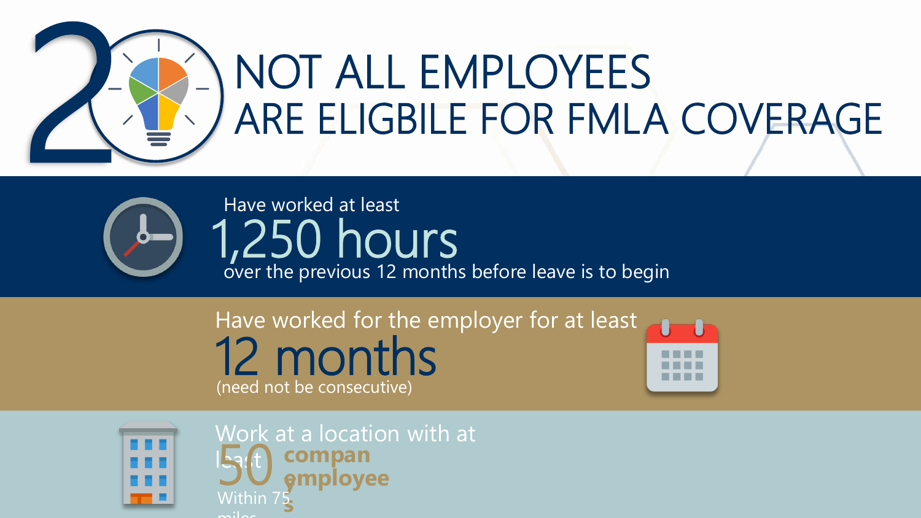# 2 NOT ALL EMPLOYEES ARE ELIGBILE FOR FMLA COVERAGE

Have worked at least
**1,250 hours**
over the previous 12 months before leave is to begin

Have worked for the employer for at least
**12 months**
(need not be consecutive)

Work at a location with at least
**50 company employees**
Within 75 miles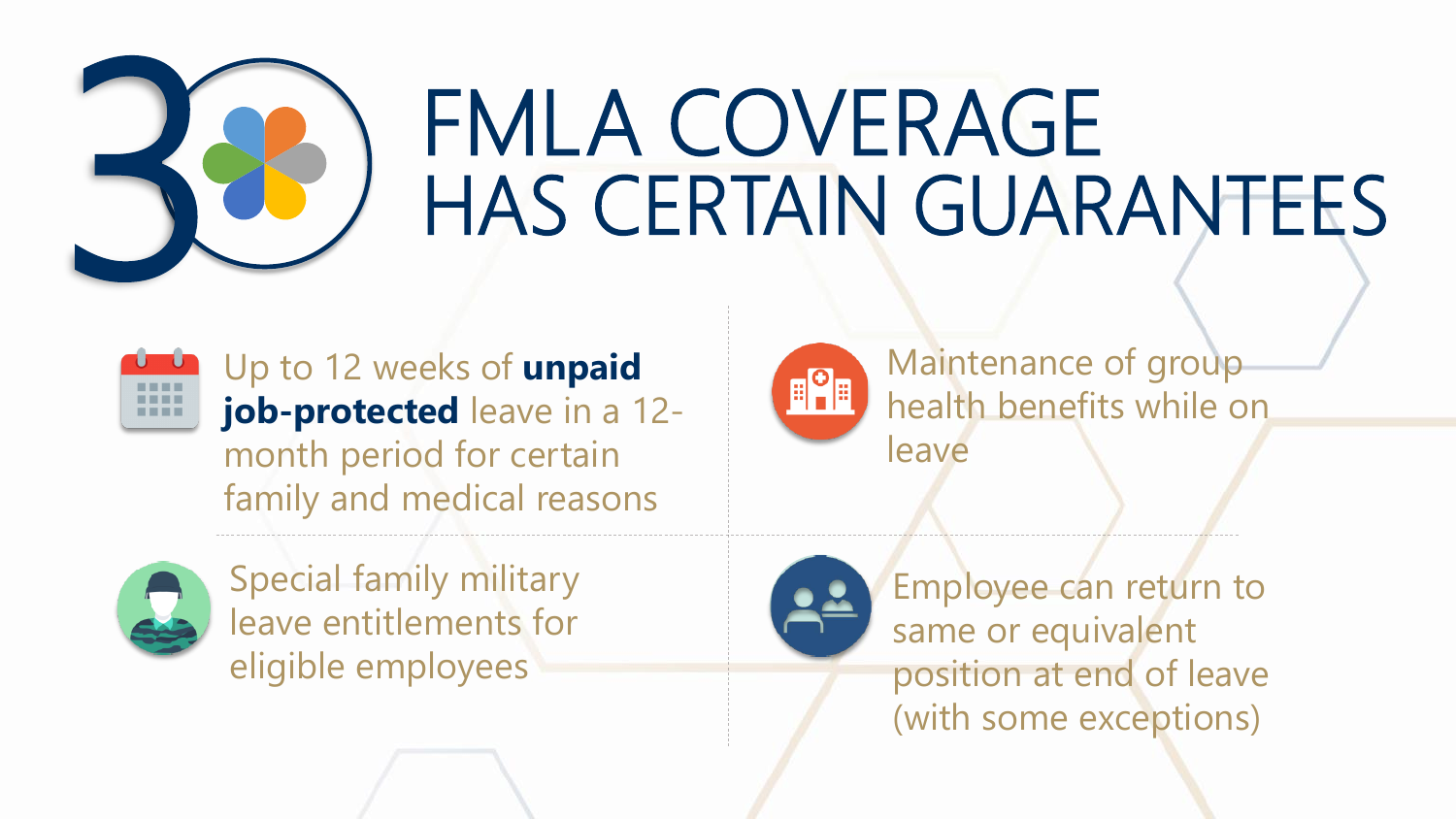# FMLA COVERAGE HAS CERTAIN GUARANTEES

- Up to 12 weeks of **unpaid job-protected** leave in a 12-month period for certain family and medical reasons
- Maintenance of group health benefits while on leave
- Special family military leave entitlements for eligible employees
- Employee can return to same or equivalent position at end of leave (with some exceptions)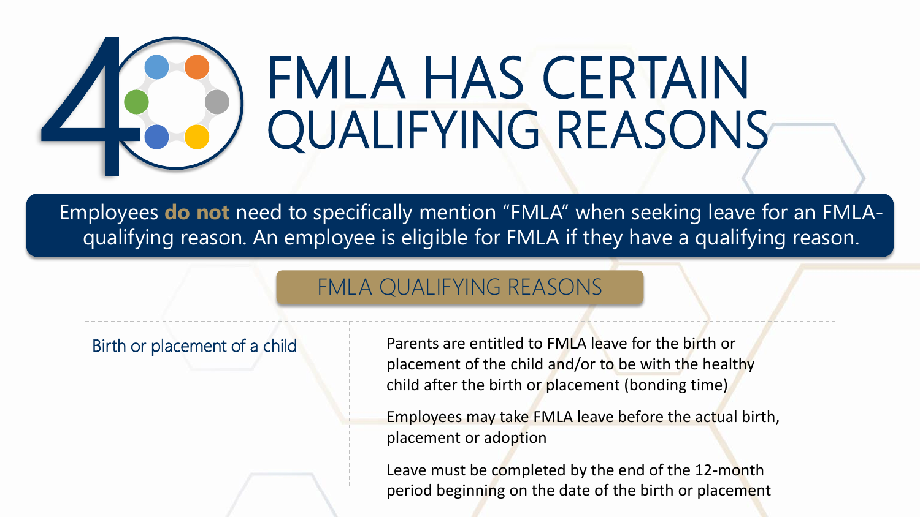# FMLA HAS CERTAIN QUALIFYING REASONS

Employees **do not** need to specifically mention "FMLA" when seeking leave for an FMLA-qualifying reason. An employee is eligible for FMLA if they have a qualifying reason.

## FMLA QUALIFYING REASONS

| | |
|---|---|
| Birth or placement of a child | Parents are entitled to FMLA leave for the birth or placement of the child and/or to be with the healthy child after the birth or placement (bonding time)<br><br>Employees may take FMLA leave before the actual birth, placement or adoption<br><br>Leave must be completed by the end of the 12-month period beginning on the date of the birth or placement |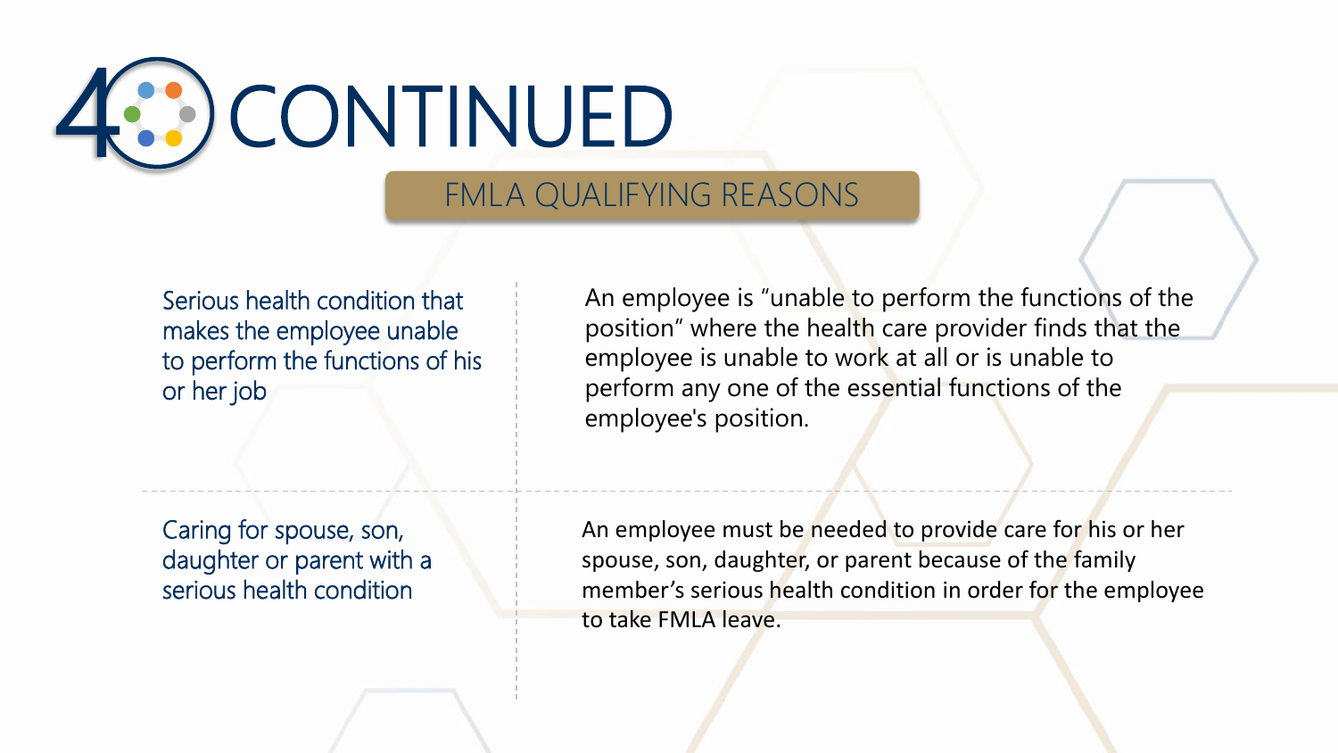# 40 CONTINUED

## FMLA QUALIFYING REASONS

| | |
|---|---|
| Serious health condition that makes the employee unable to perform the functions of his or her job | An employee is "unable to perform the functions of the position" where the health care provider finds that the employee is unable to work at all or is unable to perform any one of the essential functions of the employee's position. |
| Caring for spouse, son, daughter or parent with a serious health condition | An employee must be needed to provide care for his or her spouse, son, daughter, or parent because of the family member's serious health condition in order for the employee to take FMLA leave. |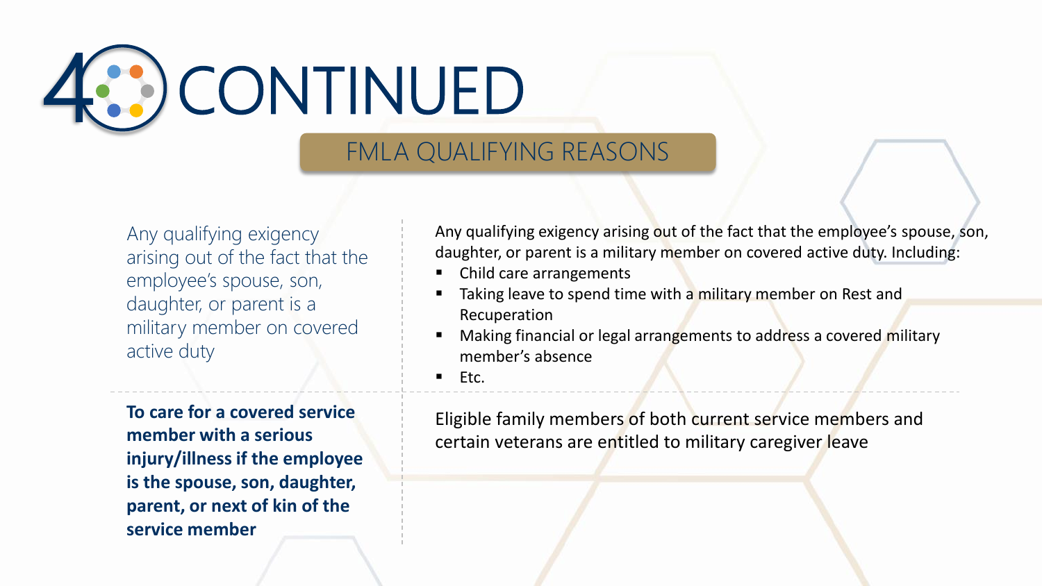# 40 CONTINUED

## FMLA QUALIFYING REASONS

Any qualifying exigency arising out of the fact that the employee's spouse, son, daughter, or parent is a military member on covered active duty

Any qualifying exigency arising out of the fact that the employee's spouse, son, daughter, or parent is a military member on covered active duty. Including:

- Child care arrangements
- Taking leave to spend time with a military member on Rest and Recuperation
- Making financial or legal arrangements to address a covered military member's absence
- Etc.

**To care for a covered service member with a serious injury/illness if the employee is the spouse, son, daughter, parent, or next of kin of the service member**

Eligible family members of both current service members and certain veterans are entitled to military caregiver leave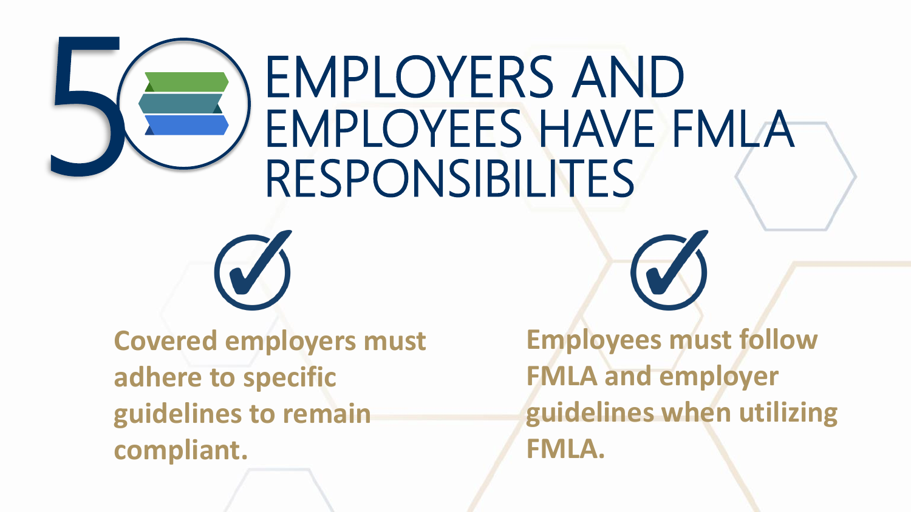# 5 EMPLOYERS AND EMPLOYEES HAVE FMLA RESPONSIBILITES

**Covered employers must adhere to specific guidelines to remain compliant.**

**Employees must follow FMLA and employer guidelines when utilizing FMLA.**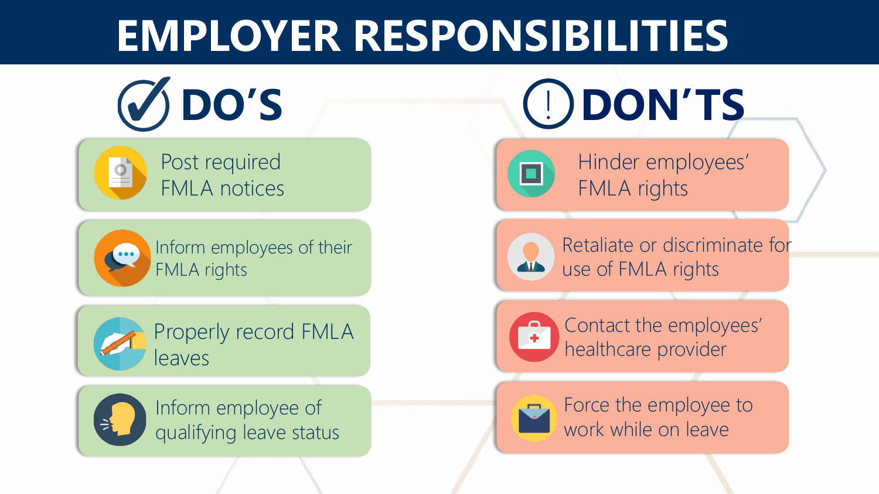# EMPLOYER RESPONSIBILITIES

## DO'S

- Post required FMLA notices
- Inform employees of their FMLA rights
- Properly record FMLA leaves
- Inform employee of qualifying leave status

## DON'TS

- Hinder employees' FMLA rights
- Retaliate or discriminate for use of FMLA rights
- Contact the employees' healthcare provider
- Force the employee to work while on leave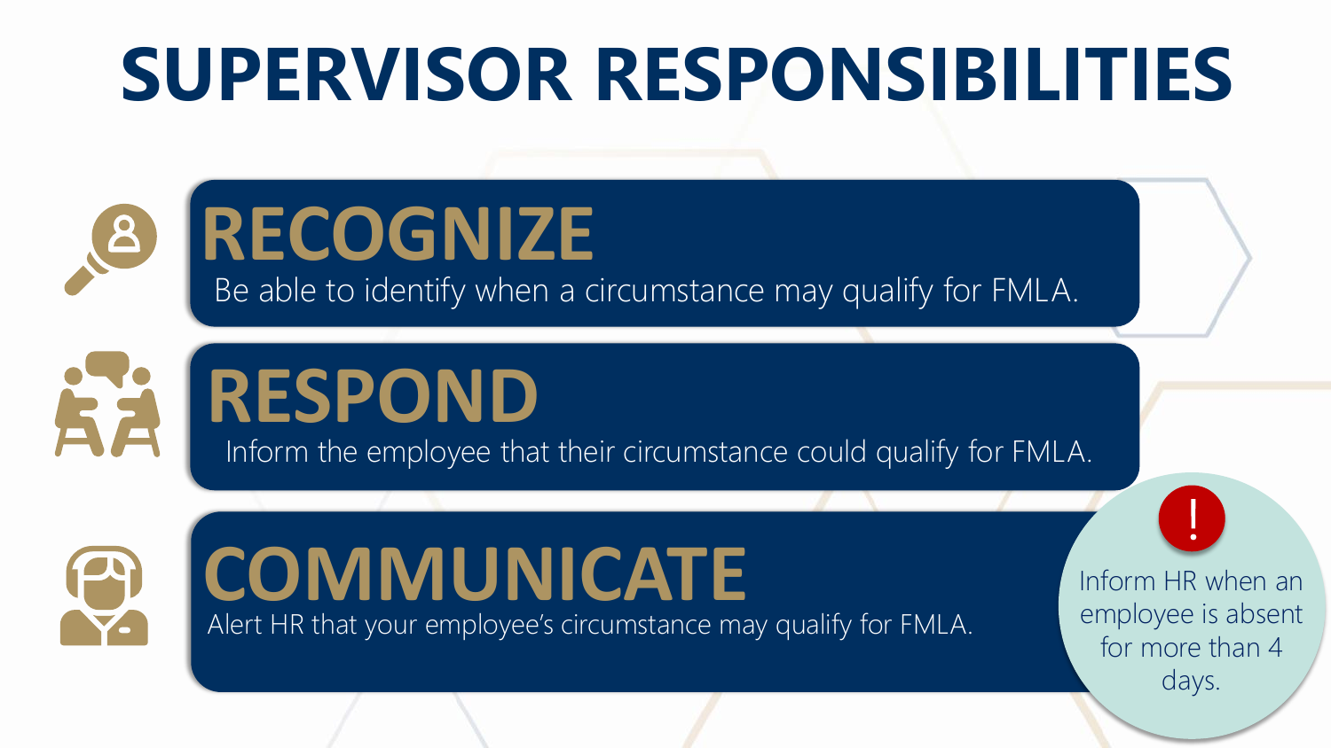# SUPERVISOR RESPONSIBILITIES

## RECOGNIZE

Be able to identify when a circumstance may qualify for FMLA.

## RESPOND

Inform the employee that their circumstance could qualify for FMLA.

## COMMUNICATE

Alert HR that your employee's circumstance may qualify for FMLA.

**!** Inform HR when an employee is absent for more than 4 days.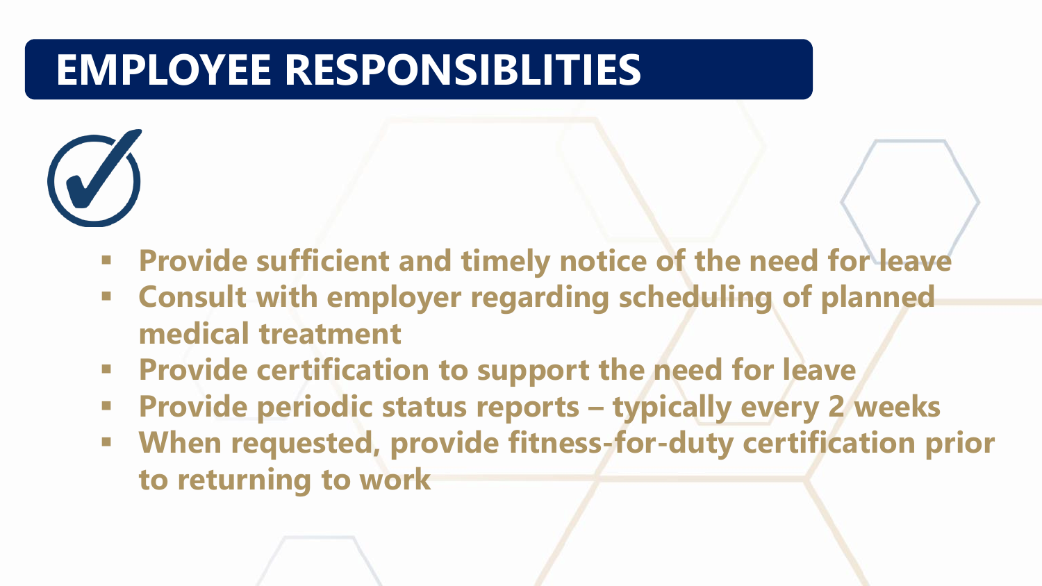# EMPLOYEE RESPONSIBLITIES

- Provide sufficient and timely notice of the need for leave
- Consult with employer regarding scheduling of planned medical treatment
- Provide certification to support the need for leave
- Provide periodic status reports – typically every 2 weeks
- When requested, provide fitness-for-duty certification prior to returning to work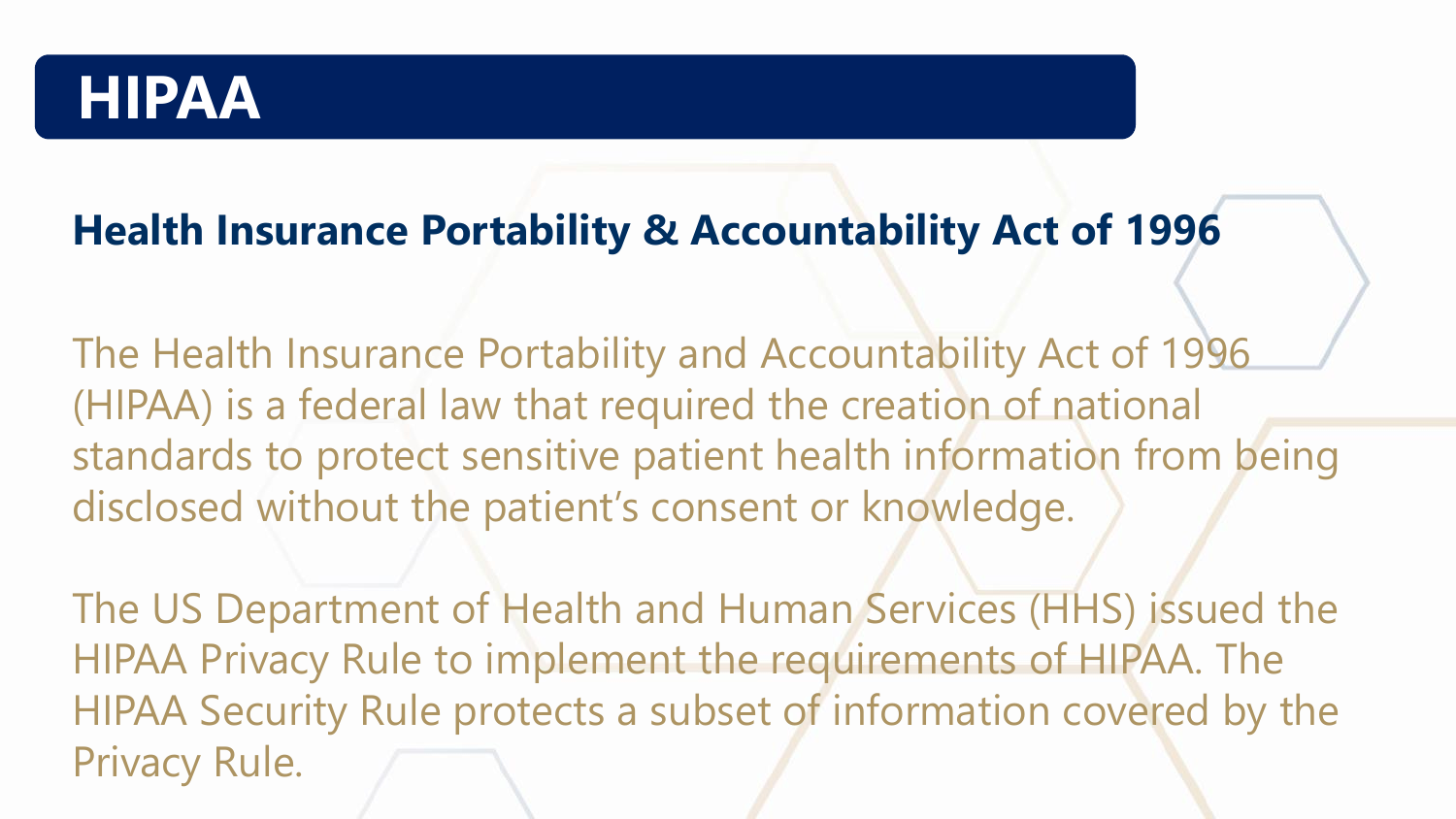# HIPAA

## Health Insurance Portability & Accountability Act of 1996

The Health Insurance Portability and Accountability Act of 1996 (HIPAA) is a federal law that required the creation of national standards to protect sensitive patient health information from being disclosed without the patient's consent or knowledge.

The US Department of Health and Human Services (HHS) issued the HIPAA Privacy Rule to implement the requirements of HIPAA. The HIPAA Security Rule protects a subset of information covered by the Privacy Rule.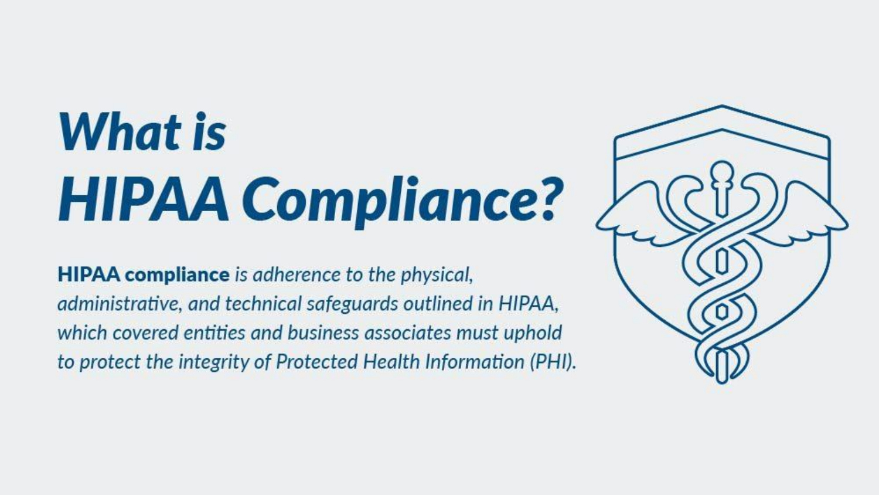# *What is HIPAA Compliance?*

**HIPAA compliance** *is adherence to the physical, administrative, and technical safeguards outlined in HIPAA, which covered entities and business associates must uphold to protect the integrity of Protected Health Information (PHI).*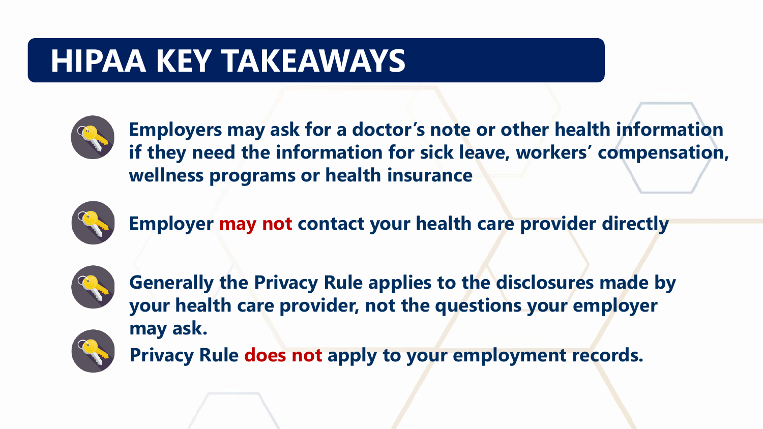# HIPAA KEY TAKEAWAYS

- **Employers may ask for a doctor's note or other health information if they need the information for sick leave, workers' compensation, wellness programs or health insurance**
- **Employer may not contact your health care provider directly**
- **Generally the Privacy Rule applies to the disclosures made by your health care provider, not the questions your employer may ask.**
- **Privacy Rule does not apply to your employment records.**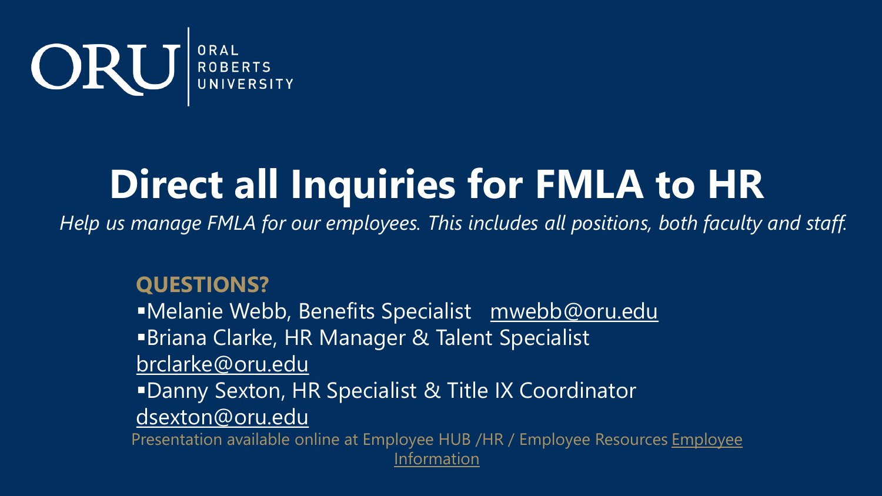ORAL ROBERTS UNIVERSITY

# Direct all Inquiries for FMLA to HR

*Help us manage FMLA for our employees. This includes all positions, both faculty and staff.*

**QUESTIONS?**

- Melanie Webb, Benefits Specialist mwebb@oru.edu
- Briana Clarke, HR Manager & Talent Specialist brclarke@oru.edu
- Danny Sexton, HR Specialist & Title IX Coordinator dsexton@oru.edu

Presentation available online at Employee HUB /HR / Employee Resources Employee Information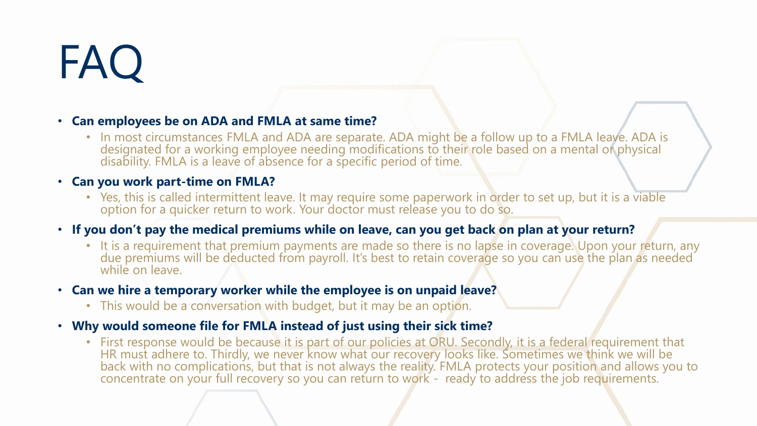# FAQ

- **Can employees be on ADA and FMLA at same time?**
  - In most circumstances FMLA and ADA are separate. ADA might be a follow up to a FMLA leave. ADA is designated for a working employee needing modifications to their role based on a mental or physical disability. FMLA is a leave of absence for a specific period of time.
- **Can you work part-time on FMLA?**
  - Yes, this is called intermittent leave. It may require some paperwork in order to set up, but it is a viable option for a quicker return to work. Your doctor must release you to do so.
- **If you don't pay the medical premiums while on leave, can you get back on plan at your return?**
  - It is a requirement that premium payments are made so there is no lapse in coverage. Upon your return, any due premiums will be deducted from payroll. It's best to retain coverage so you can use the plan as needed while on leave.
- **Can we hire a temporary worker while the employee is on unpaid leave?**
  - This would be a conversation with budget, but it may be an option.
- **Why would someone file for FMLA instead of just using their sick time?**
  - First response would be because it is part of our policies at ORU. Secondly, it is a federal requirement that HR must adhere to. Thirdly, we never know what our recovery looks like. Sometimes we think we will be back with no complications, but that is not always the reality. FMLA protects your position and allows you to concentrate on your full recovery so you can return to work - ready to address the job requirements.